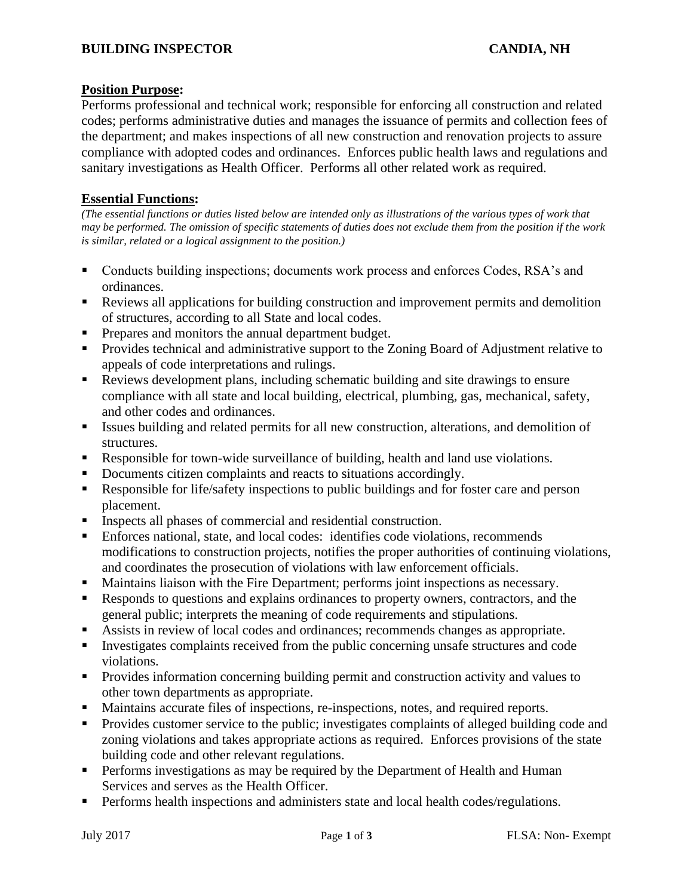# BUILDING INSPECTOR CANDIA, NH

## Position Purpose:

Performs professional and technical work; responsible for enforcing all construction and related codes; performs administrative duties and manages the issuance of permits and collection fees of the department; and makes inspections of all new construction and renovation projects to assure compliance with adopted codes and ordinances. Enforces public health laws and regulations and sanitary investigations as Health Officer. Performs all other related work as required.

## Essential Functions:

*(The essential functions or duties listed below are intended only as illustrations of the various types of work that may be performed. The omission of specific statements of duties does not exclude them from the position if the work is similar, related or a logical assignment to the position.)*

- Conducts building inspections; documents work process and enforces Codes, RSA's and ordinances.
- Reviews all applications for building construction and improvement permits and demolition of structures, according to all State and local codes.
- Prepares and monitors the annual department budget.
- Provides technical and administrative support to the Zoning Board of Adjustment relative to appeals of code interpretations and rulings.
- Reviews development plans, including schematic building and site drawings to ensure compliance with all state and local building, electrical, plumbing, gas, mechanical, safety, and other codes and ordinances.
- Issues building and related permits for all new construction, alterations, and demolition of structures.
- Responsible for town-wide surveillance of building, health and land use violations.
- Documents citizen complaints and reacts to situations accordingly.
- Responsible for life/safety inspections to public buildings and for foster care and person placement.
- Inspects all phases of commercial and residential construction.
- Enforces national, state, and local codes: identifies code violations, recommends modifications to construction projects, notifies the proper authorities of continuing violations, and coordinates the prosecution of violations with law enforcement officials.
- Maintains liaison with the Fire Department; performs joint inspections as necessary.
- Responds to questions and explains ordinances to property owners, contractors, and the general public; interprets the meaning of code requirements and stipulations.
- Assists in review of local codes and ordinances; recommends changes as appropriate.
- Investigates complaints received from the public concerning unsafe structures and code violations.
- Provides information concerning building permit and construction activity and values to other town departments as appropriate.
- Maintains accurate files of inspections, re-inspections, notes, and required reports.
- Provides customer service to the public; investigates complaints of alleged building code and zoning violations and takes appropriate actions as required. Enforces provisions of the state building code and other relevant regulations.
- Performs investigations as may be required by the Department of Health and Human Services and serves as the Health Officer.
- Performs health inspections and administers state and local health codes/regulations.

July 2017 FLSA: Non- Exempt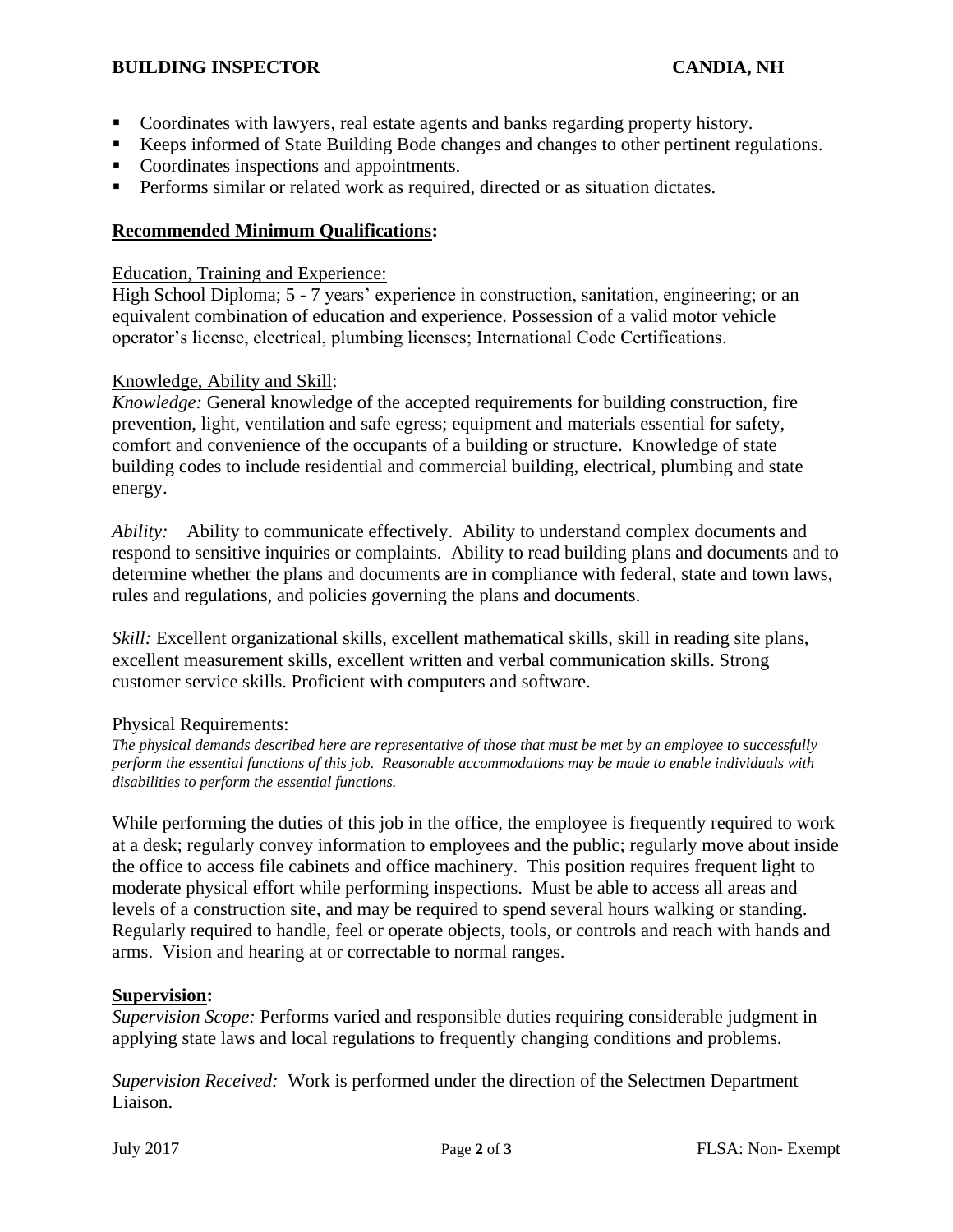- Coordinates with lawyers, real estate agents and banks regarding property history.
- Keeps informed of State Building Bode changes and changes to other pertinent regulations.
- Coordinates inspections and appointments.
- Performs similar or related work as required, directed or as situation dictates.

## Recommended Minimum Qualifications:

Education, Training and Experience:

High School Diploma; 5 - 7 years' experience in construction, sanitation, engineering; or an equivalent combination of education and experience. Possession of a valid motor vehicle operator's license, electrical, plumbing licenses; International Code Certifications.

Knowledge, Ability and Skill:

*Knowledge:* General knowledge of the accepted requirements for building construction, fire prevention, light, ventilation and safe egress; equipment and materials essential for safety, comfort and convenience of the occupants of a building or structure. Knowledge of state building codes to include residential and commercial building, electrical, plumbing and state energy.

*Ability:* Ability to communicate effectively. Ability to understand complex documents and respond to sensitive inquiries or complaints. Ability to read building plans and documents and to determine whether the plans and documents are in compliance with federal, state and town laws, rules and regulations, and policies governing the plans and documents.

*Skill:* Excellent organizational skills, excellent mathematical skills, skill in reading site plans, excellent measurement skills, excellent written and verbal communication skills. Strong customer service skills. Proficient with computers and software.

Physical Requirements:

*The physical demands described here are representative of those that must be met by an employee to successfully perform the essential functions of this job. Reasonable accommodations may be made to enable individuals with disabilities to perform the essential functions.*

While performing the duties of this job in the office, the employee is frequently required to work at a desk; regularly convey information to employees and the public; regularly move about inside the office to access file cabinets and office machinery. This position requires frequent light to moderate physical effort while performing inspections. Must be able to access all areas and levels of a construction site, and may be required to spend several hours walking or standing. Regularly required to handle, feel or operate objects, tools, or controls and reach with hands and arms. Vision and hearing at or correctable to normal ranges.

## Supervision:

*Supervision Scope:* Performs varied and responsible duties requiring considerable judgment in applying state laws and local regulations to frequently changing conditions and problems.

*Supervision Received:* Work is performed under the direction of the Selectmen Department Liaison.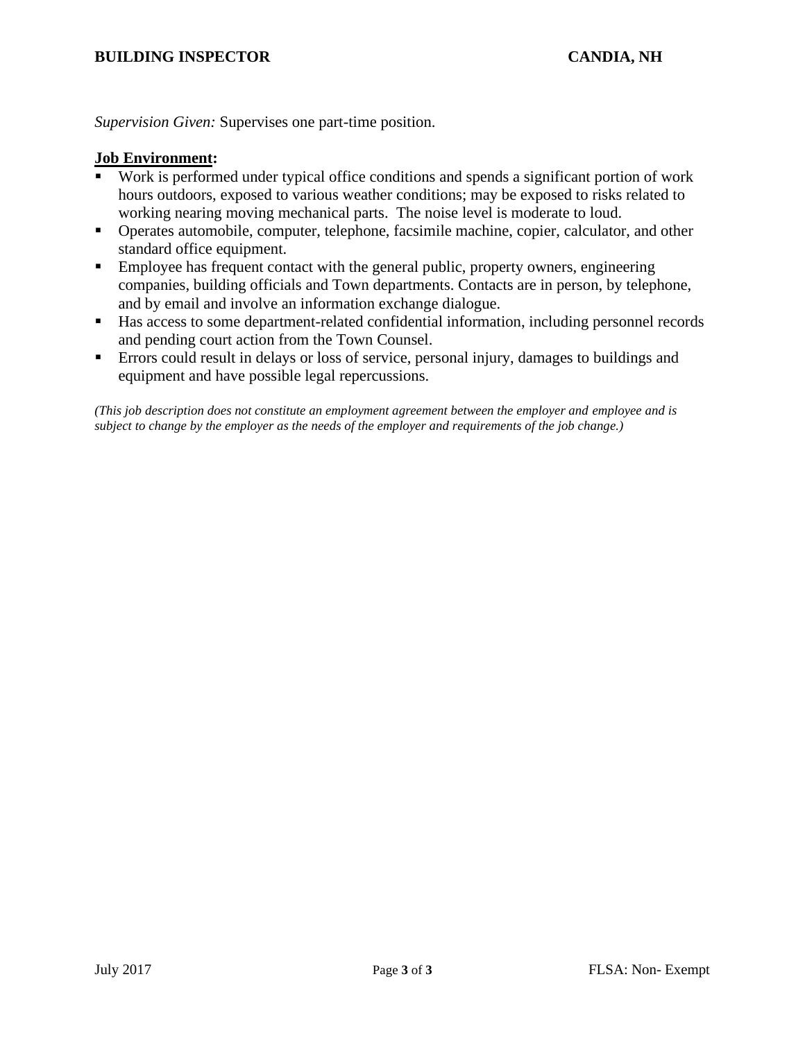*Supervision Given:* Supervises one part-time position.

**Job Environment:**

- Work is performed under typical office conditions and spends a significant portion of work hours outdoors, exposed to various weather conditions; may be exposed to risks related to working nearing moving mechanical parts. The noise level is moderate to loud.
- Operates automobile, computer, telephone, facsimile machine, copier, calculator, and other standard office equipment.
- Employee has frequent contact with the general public, property owners, engineering companies, building officials and Town departments. Contacts are in person, by telephone, and by email and involve an information exchange dialogue.
- Has access to some department-related confidential information, including personnel records and pending court action from the Town Counsel.
- Errors could result in delays or loss of service, personal injury, damages to buildings and equipment and have possible legal repercussions.

*(This job description does not constitute an employment agreement between the employer and employee and is subject to change by the employer as the needs of the employer and requirements of the job change.)*